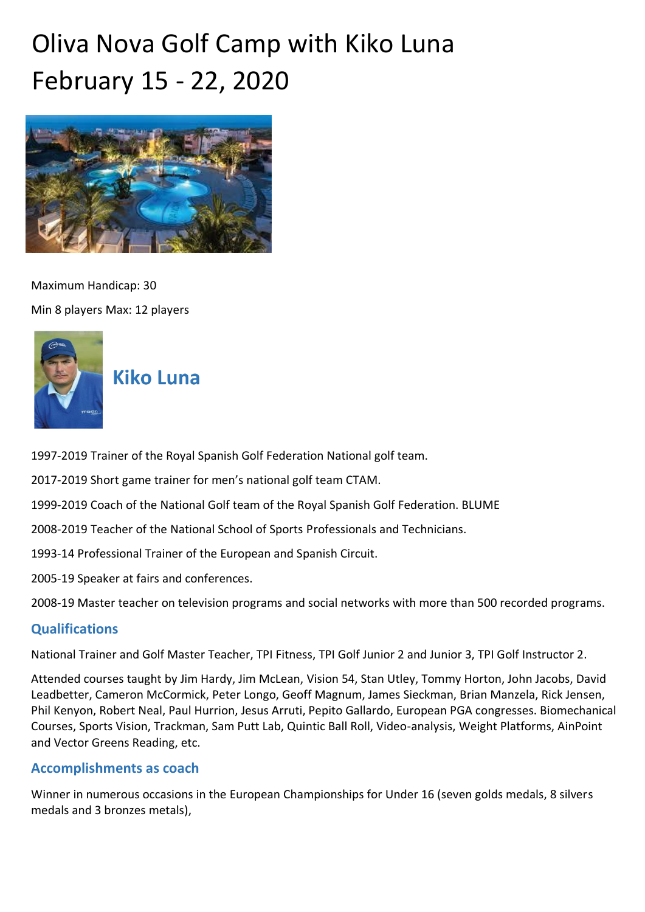# Oliva Nova Golf Camp with Kiko Luna
# February 15 - 22, 2020

Maximum Handicap: 30

Min 8 players Max: 12 players

## Kiko Luna

1997-2019 Trainer of the Royal Spanish Golf Federation National golf team.

2017-2019 Short game trainer for men's national golf team CTAM.

1999-2019 Coach of the National Golf team of the Royal Spanish Golf Federation. BLUME

2008-2019 Teacher of the National School of Sports Professionals and Technicians.

1993-14 Professional Trainer of the European and Spanish Circuit.

2005-19 Speaker at fairs and conferences.

2008-19 Master teacher on television programs and social networks with more than 500 recorded programs.

### Qualifications

National Trainer and Golf Master Teacher, TPI Fitness, TPI Golf Junior 2 and Junior 3, TPI Golf Instructor 2.

Attended courses taught by Jim Hardy, Jim McLean, Vision 54, Stan Utley, Tommy Horton, John Jacobs, David Leadbetter, Cameron McCormick, Peter Longo, Geoff Magnum, James Sieckman, Brian Manzela, Rick Jensen, Phil Kenyon, Robert Neal, Paul Hurrion, Jesus Arruti, Pepito Gallardo, European PGA congresses. Biomechanical Courses, Sports Vision, Trackman, Sam Putt Lab, Quintic Ball Roll, Video-analysis, Weight Platforms, AinPoint and Vector Greens Reading, etc.

### Accomplishments as coach

Winner in numerous occasions in the European Championships for Under 16 (seven golds medals, 8 silvers medals and 3 bronzes metals),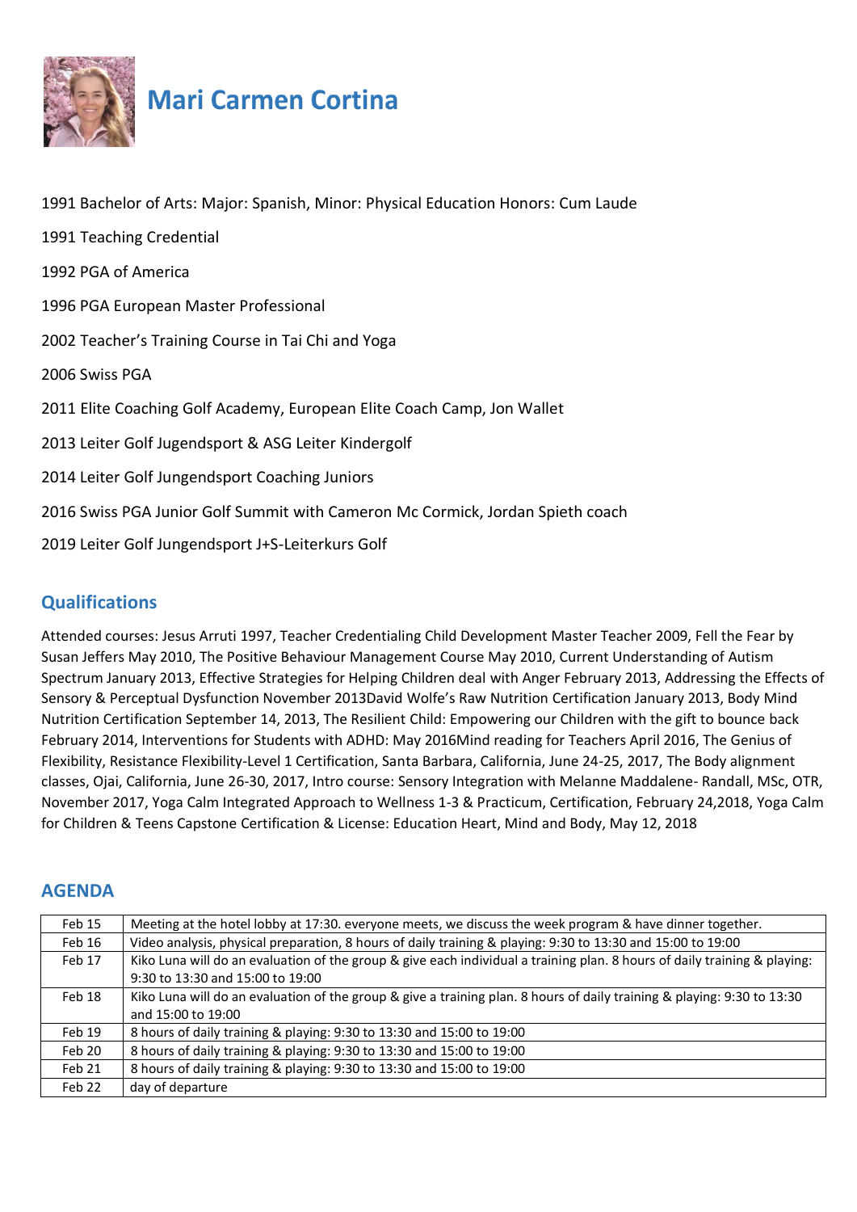# Mari Carmen Cortina

1991 Bachelor of Arts: Major: Spanish, Minor: Physical Education Honors: Cum Laude

1991 Teaching Credential

1992 PGA of America

1996 PGA European Master Professional

2002 Teacher's Training Course in Tai Chi and Yoga

2006 Swiss PGA

2011 Elite Coaching Golf Academy, European Elite Coach Camp, Jon Wallet

2013 Leiter Golf Jugendsport & ASG Leiter Kindergolf

2014 Leiter Golf Jungendsport Coaching Juniors

2016 Swiss PGA Junior Golf Summit with Cameron Mc Cormick, Jordan Spieth coach

2019 Leiter Golf Jungendsport J+S-Leiterkurs Golf

## Qualifications

Attended courses: Jesus Arruti 1997, Teacher Credentialing Child Development Master Teacher 2009, Fell the Fear by Susan Jeffers May 2010, The Positive Behaviour Management Course May 2010, Current Understanding of Autism Spectrum January 2013, Effective Strategies for Helping Children deal with Anger February 2013, Addressing the Effects of Sensory & Perceptual Dysfunction November 2013David Wolfe's Raw Nutrition Certification January 2013, Body Mind Nutrition Certification September 14, 2013, The Resilient Child: Empowering our Children with the gift to bounce back February 2014, Interventions for Students with ADHD: May 2016Mind reading for Teachers April 2016, The Genius of Flexibility, Resistance Flexibility-Level 1 Certification, Santa Barbara, California, June 24-25, 2017, The Body alignment classes, Ojai, California, June 26-30, 2017, Intro course: Sensory Integration with Melanne Maddalene- Randall, MSc, OTR, November 2017, Yoga Calm Integrated Approach to Wellness 1-3 & Practicum, Certification, February 24,2018, Yoga Calm for Children & Teens Capstone Certification & License: Education Heart, Mind and Body, May 12, 2018

## AGENDA

| | |
|---|---|
| Feb 15 | Meeting at the hotel lobby at 17:30. everyone meets, we discuss the week program & have dinner together. |
| Feb 16 | Video analysis, physical preparation, 8 hours of daily training & playing: 9:30 to 13:30 and 15:00 to 19:00 |
| Feb 17 | Kiko Luna will do an evaluation of the group & give each individual a training plan. 8 hours of daily training & playing: 9:30 to 13:30 and 15:00 to 19:00 |
| Feb 18 | Kiko Luna will do an evaluation of the group & give a training plan. 8 hours of daily training & playing: 9:30 to 13:30 and 15:00 to 19:00 |
| Feb 19 | 8 hours of daily training & playing: 9:30 to 13:30 and 15:00 to 19:00 |
| Feb 20 | 8 hours of daily training & playing: 9:30 to 13:30 and 15:00 to 19:00 |
| Feb 21 | 8 hours of daily training & playing: 9:30 to 13:30 and 15:00 to 19:00 |
| Feb 22 | day of departure |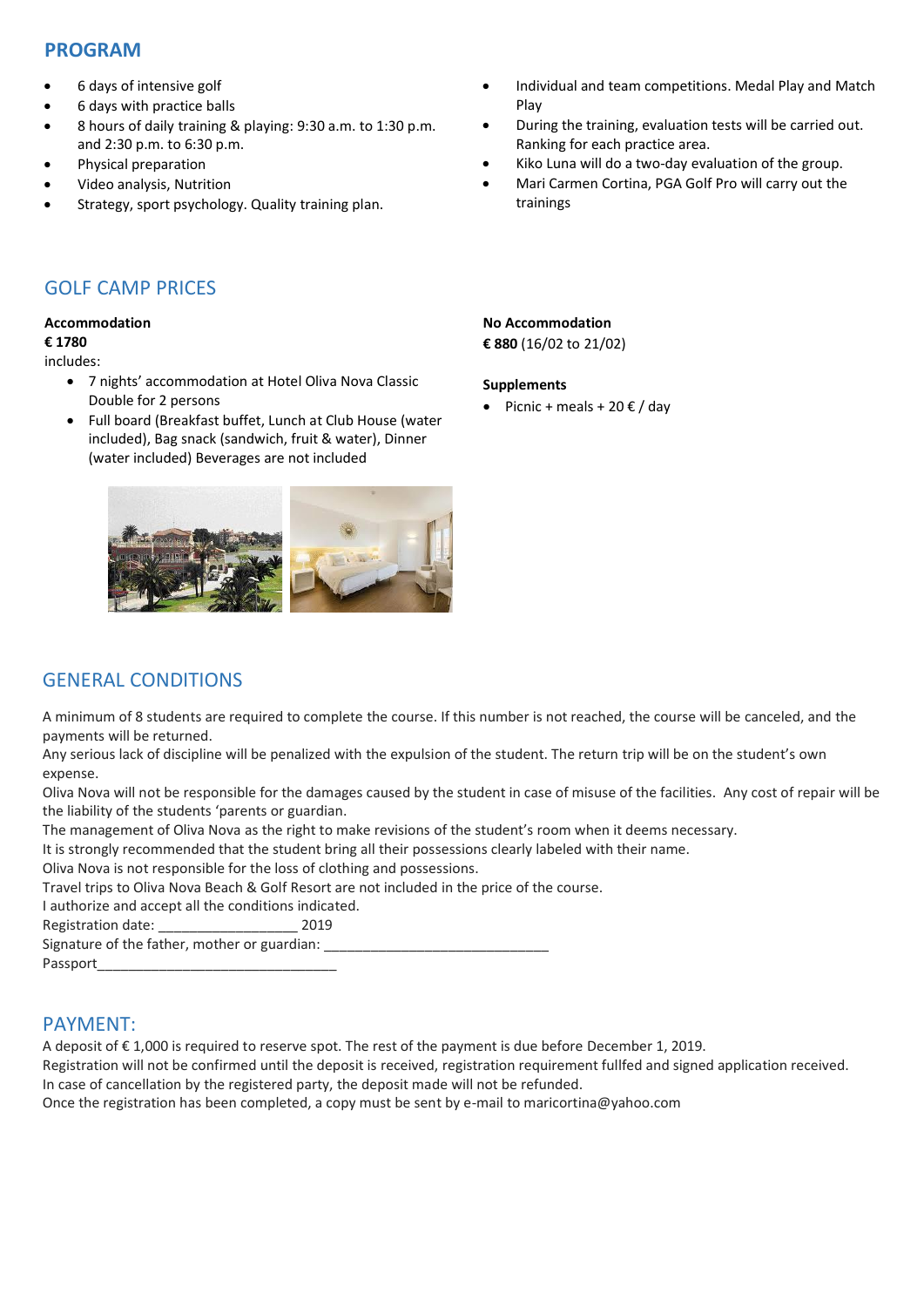## PROGRAM

- 6 days of intensive golf
- 6 days with practice balls
- 8 hours of daily training & playing: 9:30 a.m. to 1:30 p.m. and 2:30 p.m. to 6:30 p.m.
- Physical preparation
- Video analysis, Nutrition
- Strategy, sport psychology. Quality training plan.
- Individual and team competitions. Medal Play and Match Play
- During the training, evaluation tests will be carried out. Ranking for each practice area.
- Kiko Luna will do a two-day evaluation of the group.
- Mari Carmen Cortina, PGA Golf Pro will carry out the trainings

## GOLF CAMP PRICES

**Accommodation**
**€ 1780**
includes:

- 7 nights' accommodation at Hotel Oliva Nova Classic Double for 2 persons
- Full board (Breakfast buffet, Lunch at Club House (water included), Bag snack (sandwich, fruit & water), Dinner (water included) Beverages are not included

**No Accommodation**
**€ 880** (16/02 to 21/02)

**Supplements**

- Picnic + meals + 20 € / day

## GENERAL CONDITIONS

A minimum of 8 students are required to complete the course. If this number is not reached, the course will be canceled, and the payments will be returned.
Any serious lack of discipline will be penalized with the expulsion of the student. The return trip will be on the student's own expense.
Oliva Nova will not be responsible for the damages caused by the student in case of misuse of the facilities. Any cost of repair will be the liability of the students 'parents or guardian.
The management of Oliva Nova as the right to make revisions of the student's room when it deems necessary.
It is strongly recommended that the student bring all their possessions clearly labeled with their name.
Oliva Nova is not responsible for the loss of clothing and possessions.
Travel trips to Oliva Nova Beach & Golf Resort are not included in the price of the course.
I authorize and accept all the conditions indicated.
Registration date: __________________ 2019
Signature of the father, mother or guardian: ______________________________
Passport________________________________

## PAYMENT:

A deposit of € 1,000 is required to reserve spot. The rest of the payment is due before December 1, 2019.
Registration will not be confirmed until the deposit is received, registration requirement fullfed and signed application received.
In case of cancellation by the registered party, the deposit made will not be refunded.
Once the registration has been completed, a copy must be sent by e-mail to maricortina@yahoo.com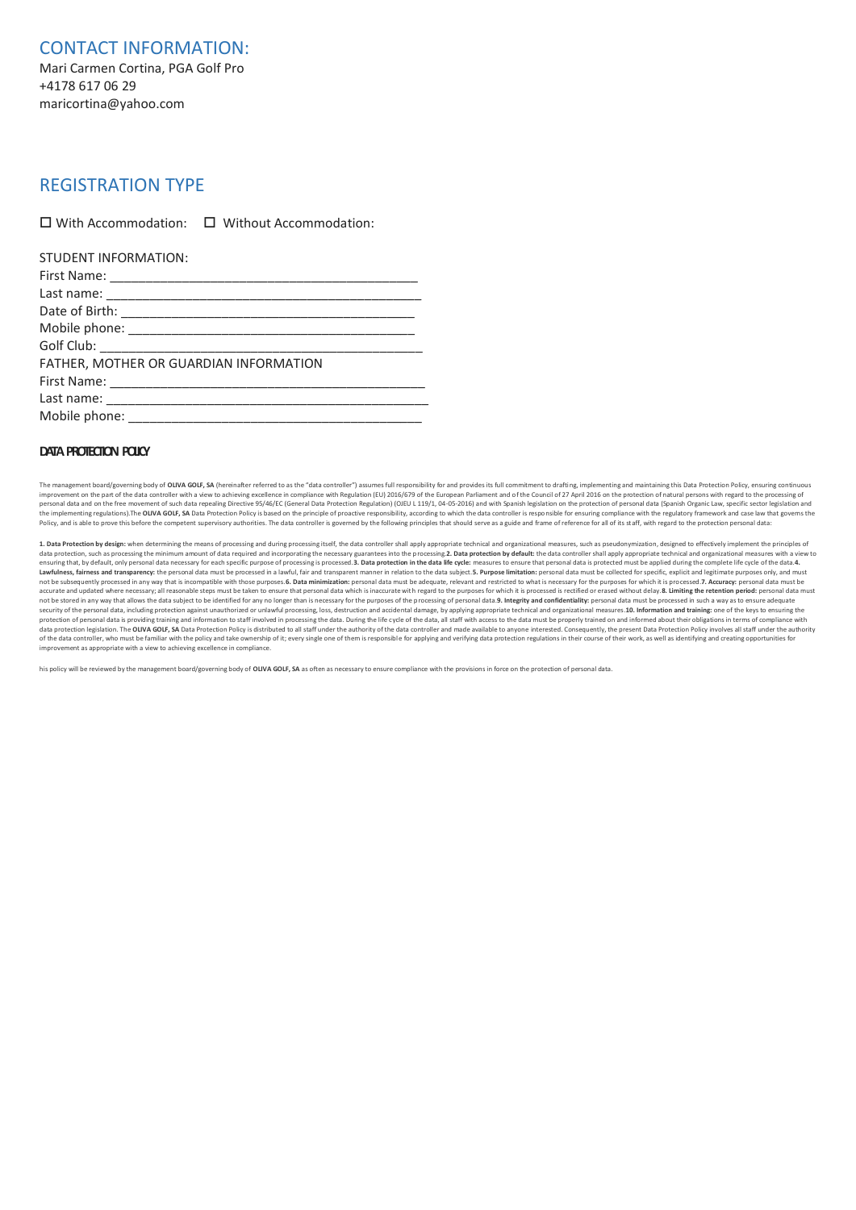## CONTACT INFORMATION:

Mari Carmen Cortina, PGA Golf Pro
+4178 617 06 29
maricortina@yahoo.com

## REGISTRATION TYPE

☐ With Accommodation: ☐ Without Accommodation:

STUDENT INFORMATION:
First Name: ___________________________________________
Last name: ____________________________________________
Date of Birth: _________________________________________
Mobile phone: _________________________________________
Golf Club: _____________________________________________
FATHER, MOTHER OR GUARDIAN INFORMATION
First Name: ____________________________________________
Last name: _____________________________________________
Mobile phone: __________________________________________

#### DATA PROTECTION POLICY

The management board/governing body of **OLIVA GOLF, SA** (hereinafter referred to as the "data controller") assumes full responsibility for and provides its full commitment to drafting, implementing and maintaining this Data Protection Policy, ensuring continuous improvement on the part of the data controller with a view to achieving excellence in compliance with Regulation (EU) 2016/679 of the European Parliament and of the Council of 27 April 2016 on the protection of natural persons with regard to the processing of personal data and on the free movement of such data repealing Directive 95/46/EC (General Data Protection Regulation) (OJEU L 119/1, 04-05-2016) and with Spanish legislation on the protection of personal data (Spanish Organic Law, specific sector legislation and the implementing regulations).The **OLIVA GOLF, SA** Data Protection Policy is based on the principle of proactive responsibility, according to which the data controller is responsible for ensuring compliance with the regulatory framework and case law that governs the Policy, and is able to prove this before the competent supervisory authorities. The data controller is governed by the following principles that should serve as a guide and frame of reference for all of its staff, with regard to the protection personal data:

**1. Data Protection by design:** when determining the means of processing and during processing itself, the data controller shall apply appropriate technical and organizational measures, such as pseudonymization, designed to effectively implement the principles of data protection, such as processing the minimum amount of data required and incorporating the necessary guarantees into the processing.**2. Data protection by default:** the data controller shall apply appropriate technical and organizational measures with a view to ensuring that, by default, only personal data necessary for each specific purpose of processing is processed.**3. Data protection in the data life cycle:** measures to ensure that personal data is protected must be applied during the complete life cycle of the data.**4. Lawfulness, fairness and transparency:** the personal data must be processed in a lawful, fair and transparent manner in relation to the data subject.**5. Purpose limitation:** personal data must be collected for specific, explicit and legitimate purposes only, and must not be subsequently processed in any way that is incompatible with those purposes.**6. Data minimization:** personal data must be adequate, relevant and restricted to what is necessary for the purposes for which it is processed.**7. Accuracy:** personal data must be accurate and updated where necessary; all reasonable steps must be taken to ensure that personal data which is inaccurate with regard to the purposes for which it is processed is rectified or erased without delay.**8. Limiting the retention period:** personal data must not be stored in any way that allows the data subject to be identified for any no longer than is necessary for the purposes of the processing of personal data.**9. Integrity and confidentiality:** personal data must be processed in such a way as to ensure adequate security of the personal data, including protection against unauthorized or unlawful processing, loss, destruction and accidental damage, by applying appropriate technical and organizational measures.**10. Information and training:** one of the keys to ensuring the protection of personal data is providing training and information to staff involved in processing the data. During the life cycle of the data, all staff with access to the data must be properly trained on and informed about their obligations in terms of compliance with data protection legislation. The **OLIVA GOLF, SA** Data Protection Policy is distributed to all staff under the authority of the data controller and made available to anyone interested. Consequently, the present Data Protection Policy involves all staff under the authority of the data controller, who must be familiar with the policy and take ownership of it; every single one of them is responsible for applying and verifying data protection regulations in their course of their work, as well as identifying and creating opportunities for improvement as appropriate with a view to achieving excellence in compliance.

his policy will be reviewed by the management board/governing body of **OLIVA GOLF, SA** as often as necessary to ensure compliance with the provisions in force on the protection of personal data.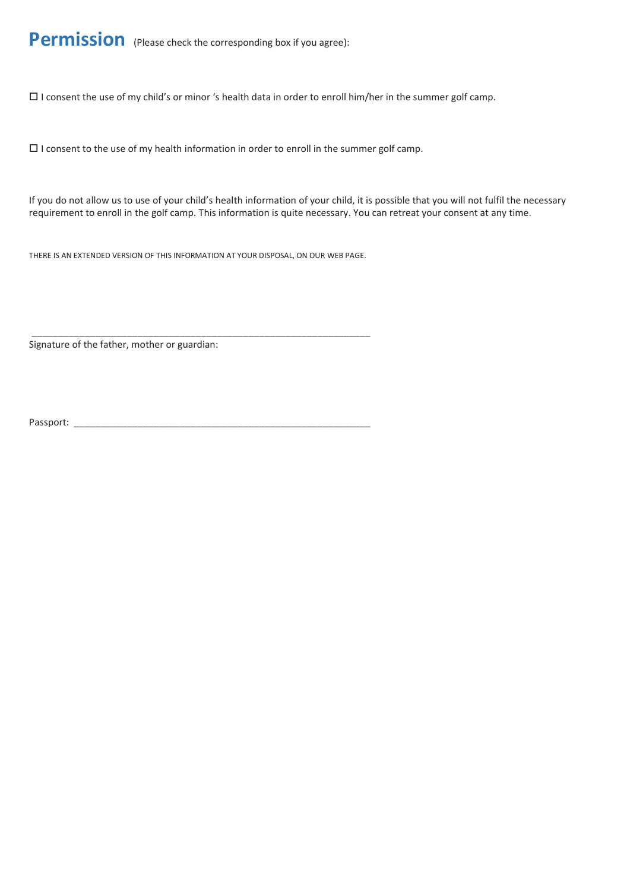# Permission (Please check the corresponding box if you agree):

☐ I consent the use of my child's or minor 's health data in order to enroll him/her in the summer golf camp.

☐ I consent to the use of my health information in order to enroll in the summer golf camp.

If you do not allow us to use of your child's health information of your child, it is possible that you will not fulfil the necessary requirement to enroll in the golf camp. This information is quite necessary. You can retreat your consent at any time.

THERE IS AN EXTENDED VERSION OF THIS INFORMATION AT YOUR DISPOSAL, ON OUR WEB PAGE.

_______________________________________________________________

Signature of the father, mother or guardian:

Passport: _______________________________________________________